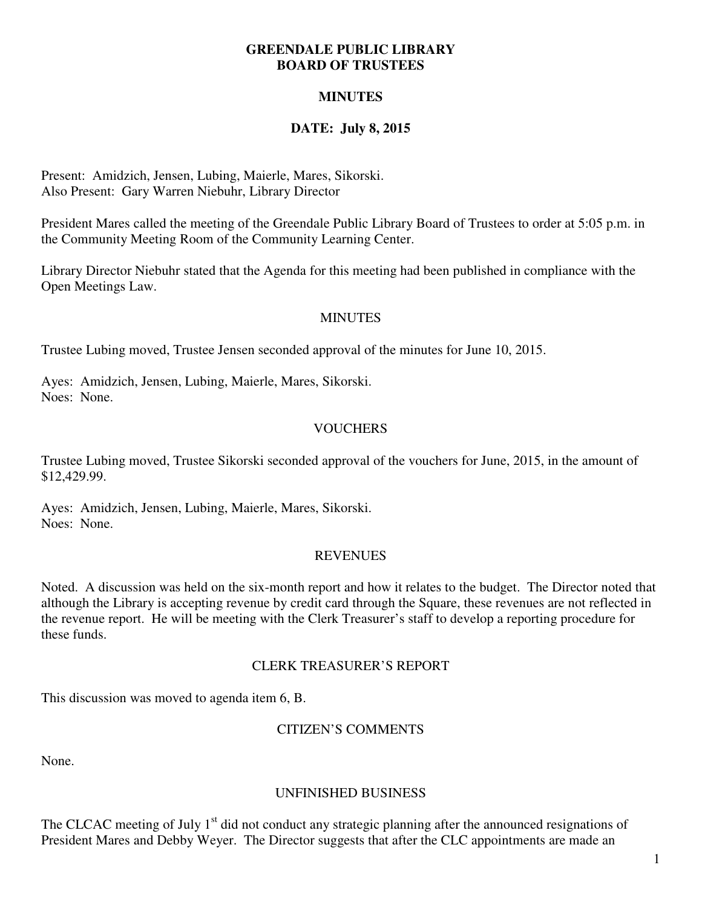# GREENDALE PUBLIC LIBRARY
# BOARD OF TRUSTEES

## MINUTES

## DATE: July 8, 2015

Present: Amidzich, Jensen, Lubing, Maierle, Mares, Sikorski.
Also Present: Gary Warren Niebuhr, Library Director

President Mares called the meeting of the Greendale Public Library Board of Trustees to order at 5:05 p.m. in the Community Meeting Room of the Community Learning Center.

Library Director Niebuhr stated that the Agenda for this meeting had been published in compliance with the Open Meetings Law.

### MINUTES

Trustee Lubing moved, Trustee Jensen seconded approval of the minutes for June 10, 2015.

Ayes: Amidzich, Jensen, Lubing, Maierle, Mares, Sikorski.
Noes: None.

### VOUCHERS

Trustee Lubing moved, Trustee Sikorski seconded approval of the vouchers for June, 2015, in the amount of $12,429.99.

Ayes: Amidzich, Jensen, Lubing, Maierle, Mares, Sikorski.
Noes: None.

### REVENUES

Noted. A discussion was held on the six-month report and how it relates to the budget. The Director noted that although the Library is accepting revenue by credit card through the Square, these revenues are not reflected in the revenue report. He will be meeting with the Clerk Treasurer's staff to develop a reporting procedure for these funds.

### CLERK TREASURER'S REPORT

This discussion was moved to agenda item 6, B.

### CITIZEN'S COMMENTS

None.

### UNFINISHED BUSINESS

The CLCAC meeting of July 1st did not conduct any strategic planning after the announced resignations of President Mares and Debby Weyer. The Director suggests that after the CLC appointments are made an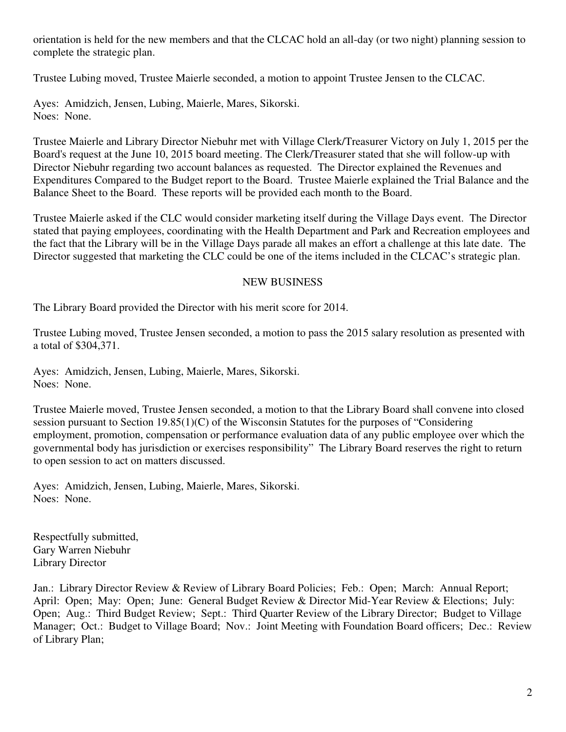orientation is held for the new members and that the CLCAC hold an all-day (or two night) planning session to complete the strategic plan.

Trustee Lubing moved, Trustee Maierle seconded, a motion to appoint Trustee Jensen to the CLCAC.

Ayes: Amidzich, Jensen, Lubing, Maierle, Mares, Sikorski.
Noes: None.

Trustee Maierle and Library Director Niebuhr met with Village Clerk/Treasurer Victory on July 1, 2015 per the Board's request at the June 10, 2015 board meeting. The Clerk/Treasurer stated that she will follow-up with Director Niebuhr regarding two account balances as requested. The Director explained the Revenues and Expenditures Compared to the Budget report to the Board. Trustee Maierle explained the Trial Balance and the Balance Sheet to the Board. These reports will be provided each month to the Board.

Trustee Maierle asked if the CLC would consider marketing itself during the Village Days event. The Director stated that paying employees, coordinating with the Health Department and Park and Recreation employees and the fact that the Library will be in the Village Days parade all makes an effort a challenge at this late date. The Director suggested that marketing the CLC could be one of the items included in the CLCAC's strategic plan.

## NEW BUSINESS

The Library Board provided the Director with his merit score for 2014.

Trustee Lubing moved, Trustee Jensen seconded, a motion to pass the 2015 salary resolution as presented with a total of $304,371.

Ayes: Amidzich, Jensen, Lubing, Maierle, Mares, Sikorski.
Noes: None.

Trustee Maierle moved, Trustee Jensen seconded, a motion to that the Library Board shall convene into closed session pursuant to Section 19.85(1)(C) of the Wisconsin Statutes for the purposes of "Considering employment, promotion, compensation or performance evaluation data of any public employee over which the governmental body has jurisdiction or exercises responsibility" The Library Board reserves the right to return to open session to act on matters discussed.

Ayes: Amidzich, Jensen, Lubing, Maierle, Mares, Sikorski.
Noes: None.

Respectfully submitted,
Gary Warren Niebuhr
Library Director

Jan.: Library Director Review & Review of Library Board Policies; Feb.: Open; March: Annual Report; April: Open; May: Open; June: General Budget Review & Director Mid-Year Review & Elections; July: Open; Aug.: Third Budget Review; Sept.: Third Quarter Review of the Library Director; Budget to Village Manager; Oct.: Budget to Village Board; Nov.: Joint Meeting with Foundation Board officers; Dec.: Review of Library Plan;